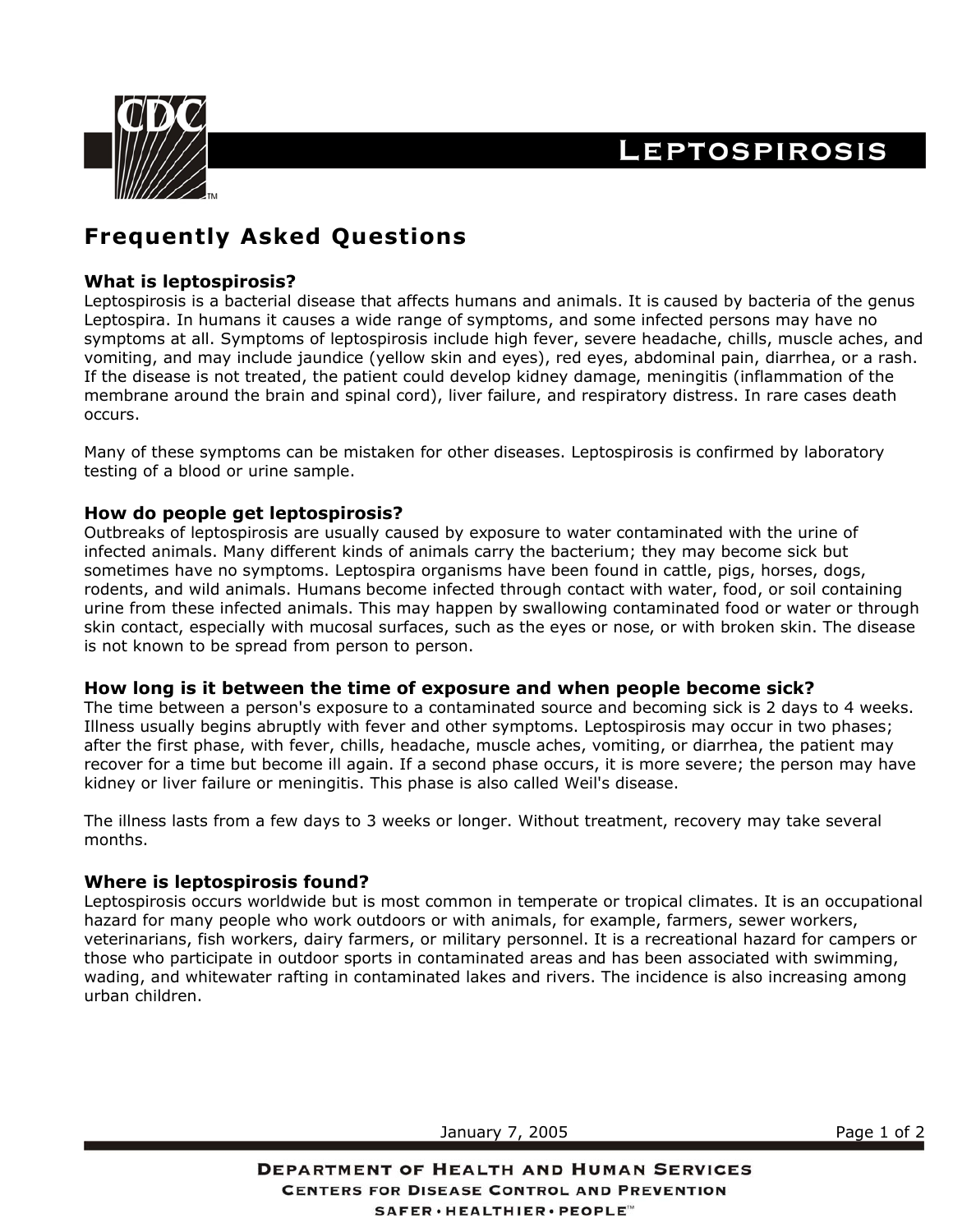# Leptospirosis

## Frequently Asked Questions

### What is leptospirosis?

Leptospirosis is a bacterial disease that affects humans and animals. It is caused by bacteria of the genus Leptospira. In humans it causes a wide range of symptoms, and some infected persons may have no symptoms at all. Symptoms of leptospirosis include high fever, severe headache, chills, muscle aches, and vomiting, and may include jaundice (yellow skin and eyes), red eyes, abdominal pain, diarrhea, or a rash. If the disease is not treated, the patient could develop kidney damage, meningitis (inflammation of the membrane around the brain and spinal cord), liver failure, and respiratory distress. In rare cases death occurs.

Many of these symptoms can be mistaken for other diseases. Leptospirosis is confirmed by laboratory testing of a blood or urine sample.

### How do people get leptospirosis?

Outbreaks of leptospirosis are usually caused by exposure to water contaminated with the urine of infected animals. Many different kinds of animals carry the bacterium; they may become sick but sometimes have no symptoms. Leptospira organisms have been found in cattle, pigs, horses, dogs, rodents, and wild animals. Humans become infected through contact with water, food, or soil containing urine from these infected animals. This may happen by swallowing contaminated food or water or through skin contact, especially with mucosal surfaces, such as the eyes or nose, or with broken skin. The disease is not known to be spread from person to person.

### How long is it between the time of exposure and when people become sick?

The time between a person's exposure to a contaminated source and becoming sick is 2 days to 4 weeks. Illness usually begins abruptly with fever and other symptoms. Leptospirosis may occur in two phases; after the first phase, with fever, chills, headache, muscle aches, vomiting, or diarrhea, the patient may recover for a time but become ill again. If a second phase occurs, it is more severe; the person may have kidney or liver failure or meningitis. This phase is also called Weil's disease.

The illness lasts from a few days to 3 weeks or longer. Without treatment, recovery may take several months.

### Where is leptospirosis found?

Leptospirosis occurs worldwide but is most common in temperate or tropical climates. It is an occupational hazard for many people who work outdoors or with animals, for example, farmers, sewer workers, veterinarians, fish workers, dairy farmers, or military personnel. It is a recreational hazard for campers or those who participate in outdoor sports in contaminated areas and has been associated with swimming, wading, and whitewater rafting in contaminated lakes and rivers. The incidence is also increasing among urban children.

January 7, 2005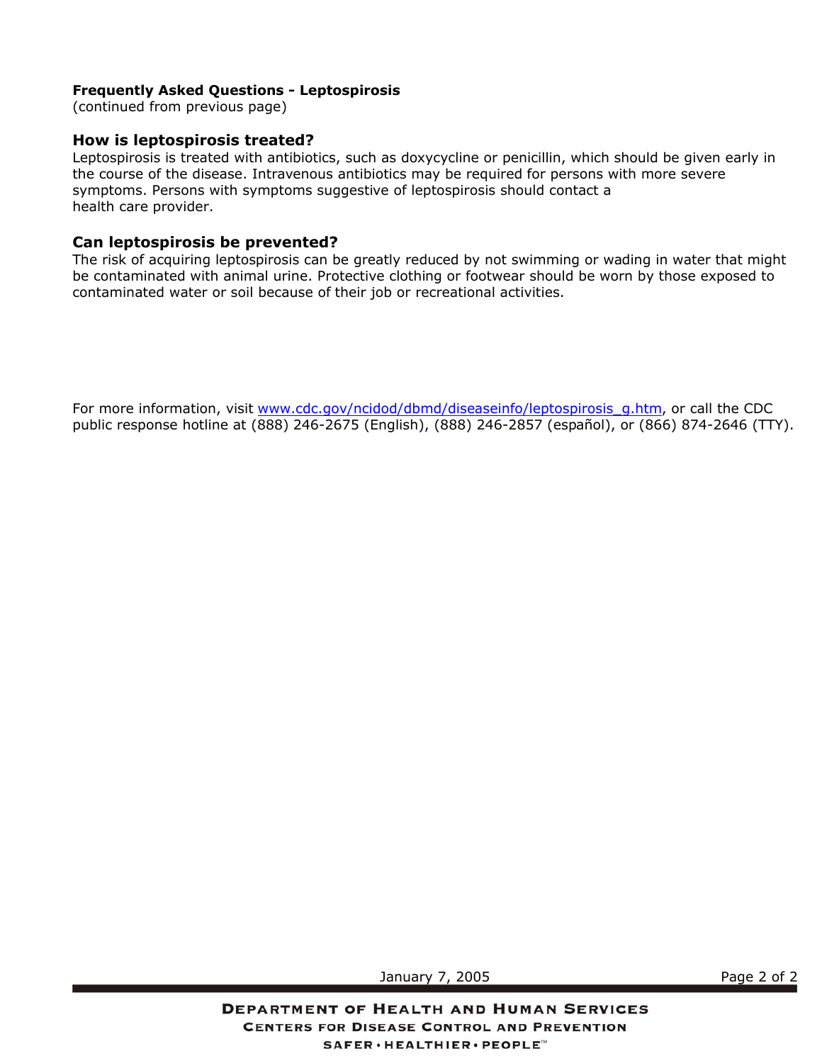**Frequently Asked Questions - Leptospirosis**
(continued from previous page)

## How is leptospirosis treated?

Leptospirosis is treated with antibiotics, such as doxycycline or penicillin, which should be given early in the course of the disease. Intravenous antibiotics may be required for persons with more severe symptoms. Persons with symptoms suggestive of leptospirosis should contact a health care provider.

## Can leptospirosis be prevented?

The risk of acquiring leptospirosis can be greatly reduced by not swimming or wading in water that might be contaminated with animal urine. Protective clothing or footwear should be worn by those exposed to contaminated water or soil because of their job or recreational activities.

For more information, visit www.cdc.gov/ncidod/dbmd/diseaseinfo/leptospirosis_g.htm, or call the CDC public response hotline at (888) 246-2675 (English), (888) 246-2857 (español), or (866) 874-2646 (TTY).

January 7, 2005

DEPARTMENT OF HEALTH AND HUMAN SERVICES
CENTERS FOR DISEASE CONTROL AND PREVENTION
SAFER • HEALTHIER • PEOPLE™